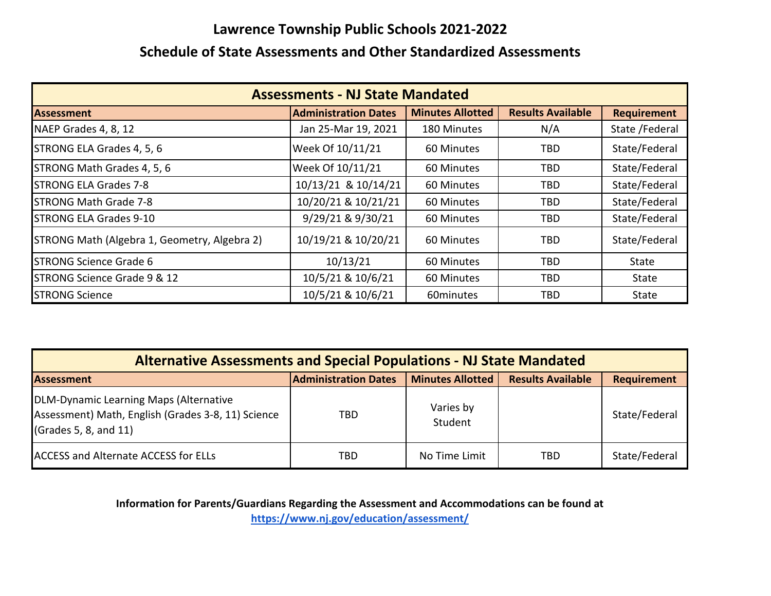# Lawrence Township Public Schools 2021-2022

## Schedule of State Assessments and Other Standardized Assessments

| Assessments - NJ State Mandated | | | | |
|---|---|---|---|---|
| **Assessment** | **Administration Dates** | **Minutes Allotted** | **Results Available** | **Requirement** |
| NAEP Grades 4, 8, 12 | Jan 25-Mar 19, 2021 | 180 Minutes | N/A | State /Federal |
| STRONG ELA Grades 4, 5, 6 | Week Of 10/11/21 | 60 Minutes | TBD | State/Federal |
| STRONG Math Grades 4, 5, 6 | Week Of 10/11/21 | 60 Minutes | TBD | State/Federal |
| STRONG ELA Grades 7-8 | 10/13/21 & 10/14/21 | 60 Minutes | TBD | State/Federal |
| STRONG Math Grade 7-8 | 10/20/21 & 10/21/21 | 60 Minutes | TBD | State/Federal |
| STRONG ELA Grades 9-10 | 9/29/21 & 9/30/21 | 60 Minutes | TBD | State/Federal |
| STRONG Math (Algebra 1, Geometry, Algebra 2) | 10/19/21 & 10/20/21 | 60 Minutes | TBD | State/Federal |
| STRONG Science Grade 6 | 10/13/21 | 60 Minutes | TBD | State |
| STRONG Science Grade 9 & 12 | 10/5/21 & 10/6/21 | 60 Minutes | TBD | State |
| STRONG Science | 10/5/21 & 10/6/21 | 60minutes | TBD | State |

| Alternative Assessments and Special Populations - NJ State Mandated | | | | |
|---|---|---|---|---|
| **Assessment** | **Administration Dates** | **Minutes Allotted** | **Results Available** | **Requirement** |
| DLM-Dynamic Learning Maps (Alternative Assessment) Math, English (Grades 3-8, 11) Science (Grades 5, 8, and 11) | TBD | Varies by Student | | State/Federal |
| ACCESS and Alternate ACCESS for ELLs | TBD | No Time Limit | TBD | State/Federal |

**Information for Parents/Guardians Regarding the Assessment and Accommodations can be found at**
**https://www.nj.gov/education/assessment/**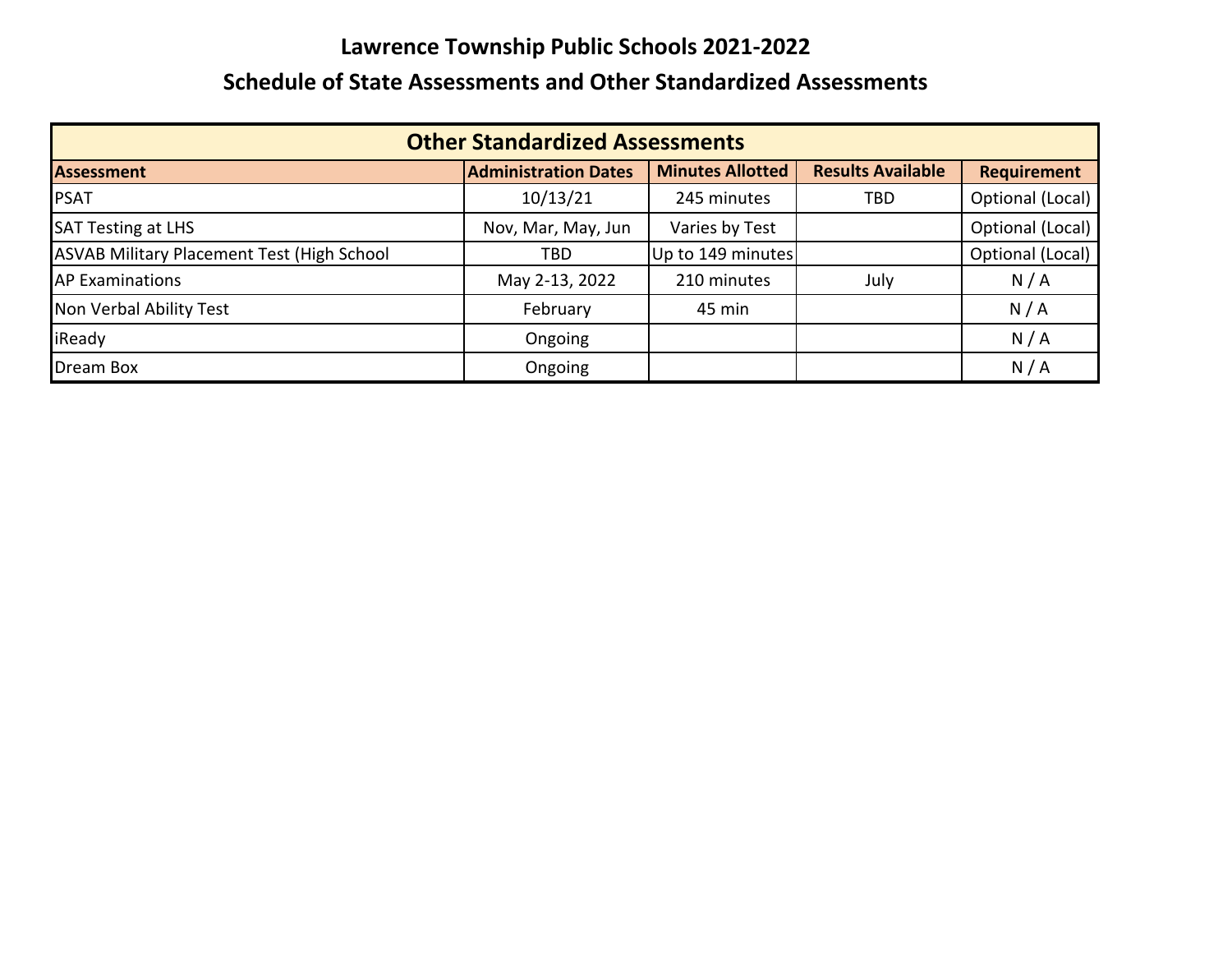# Lawrence Township Public Schools 2021-2022

## Schedule of State Assessments and Other Standardized Assessments

| Other Standardized Assessments | | | | |
|---|---|---|---|---|
| **Assessment** | **Administration Dates** | **Minutes Allotted** | **Results Available** | **Requirement** |
| PSAT | 10/13/21 | 245 minutes | TBD | Optional (Local) |
| SAT Testing at LHS | Nov, Mar, May, Jun | Varies by Test | | Optional (Local) |
| ASVAB Military Placement Test (High School | TBD | Up to 149 minutes | | Optional (Local) |
| AP Examinations | May 2-13, 2022 | 210 minutes | July | N / A |
| Non Verbal Ability Test | February | 45 min | | N / A |
| iReady | Ongoing | | | N / A |
| Dream Box | Ongoing | | | N / A |